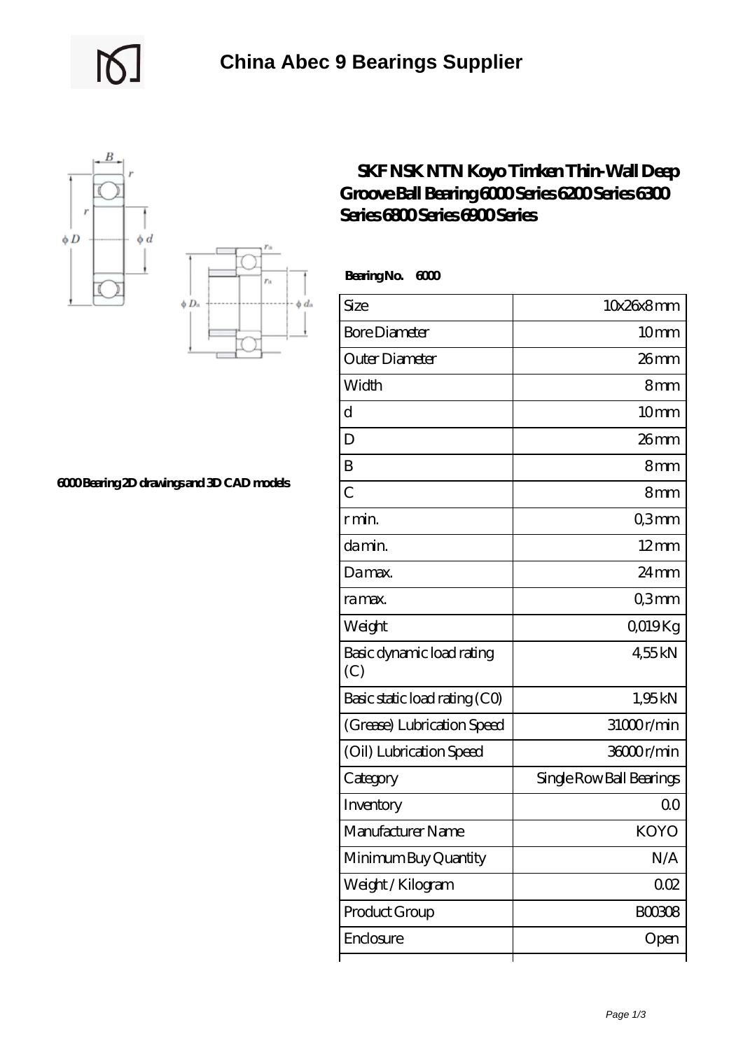# China Abec 9 Bearings Supplier

## SKF NSK NTN Koyo Timken Thin-Wall Deep Groove Ball Bearing 6000 Series 6200 Series 6300 Series 6800 Series 6900 Series

6000 Bearing 2D drawings and 3D CAD models

**Bearing No. 6000**

| Size | 10x26x8 mm |
|---|---|
| Bore Diameter | 10 mm |
| Outer Diameter | 26 mm |
| Width | 8 mm |
| d | 10 mm |
| D | 26 mm |
| B | 8 mm |
| C | 8 mm |
| r min. | 0,3 mm |
| da min. | 12 mm |
| Da max. | 24 mm |
| ra max. | 0,3 mm |
| Weight | 0,019 Kg |
| Basic dynamic load rating (C) | 4,55 kN |
| Basic static load rating (C0) | 1,95 kN |
| (Grease) Lubrication Speed | 31000 r/min |
| (Oil) Lubrication Speed | 36000 r/min |
| Category | Single Row Ball Bearings |
| Inventory | 0.0 |
| Manufacturer Name | KOYO |
| Minimum Buy Quantity | N/A |
| Weight / Kilogram | 0.02 |
| Product Group | B00308 |
| Enclosure | Open |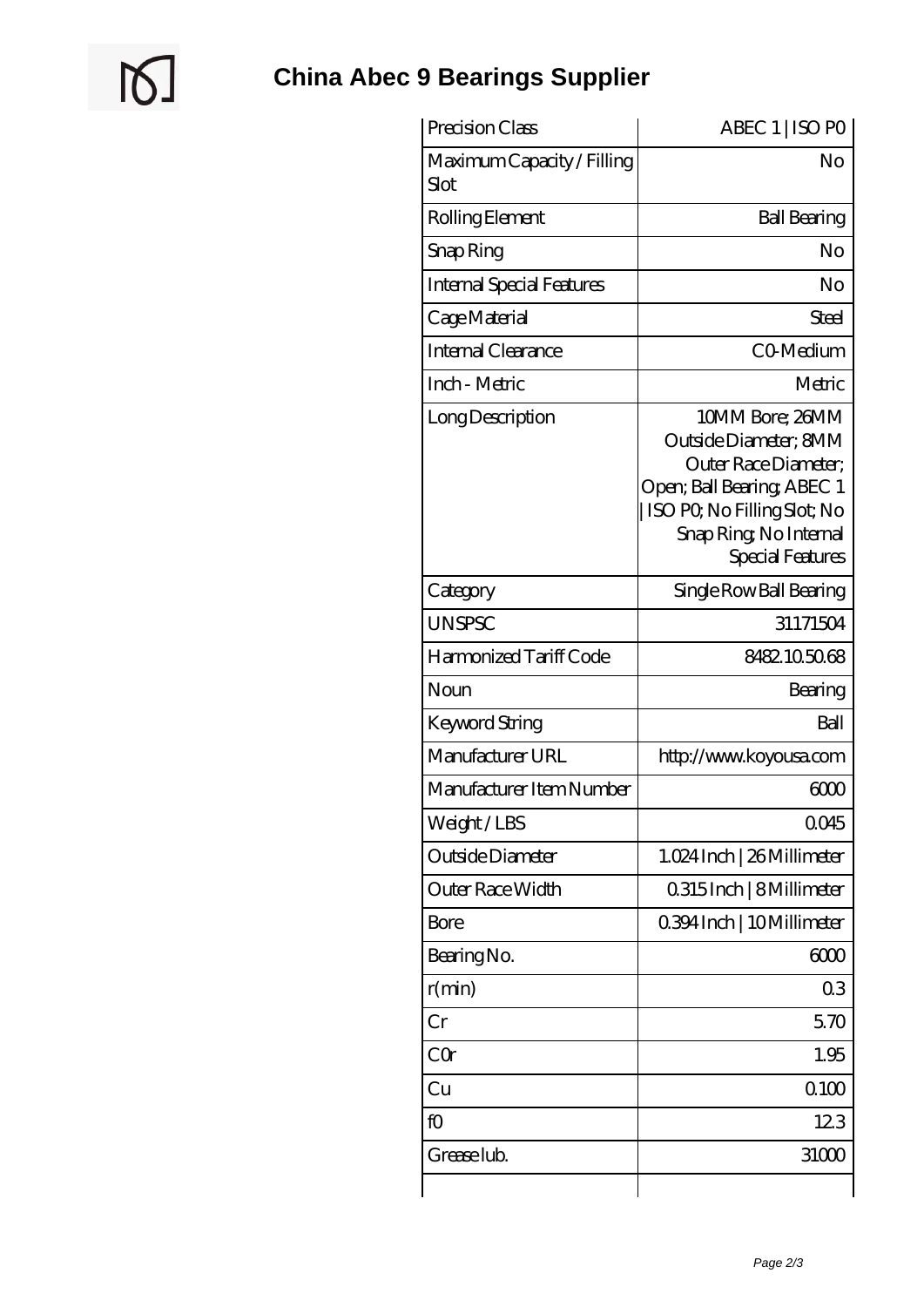# China Abec 9 Bearings Supplier

| | |
|---|---|
| Precision Class | ABEC 1 \| ISO P0 |
| Maximum Capacity / Filling Slot | No |
| Rolling Element | Ball Bearing |
| Snap Ring | No |
| Internal Special Features | No |
| Cage Material | Steel |
| Internal Clearance | C0-Medium |
| Inch - Metric | Metric |
| Long Description | 10MM Bore; 26MM Outside Diameter; 8MM Outer Race Diameter; Open; Ball Bearing; ABEC 1 \| ISO P0; No Filling Slot; No Snap Ring; No Internal Special Features |
| Category | Single Row Ball Bearing |
| UNSPSC | 31171504 |
| Harmonized Tariff Code | 8482.10.50.68 |
| Noun | Bearing |
| Keyword String | Ball |
| Manufacturer URL | http://www.koyousa.com |
| Manufacturer Item Number | 6000 |
| Weight / LBS | 0.045 |
| Outside Diameter | 1.024 Inch \| 26 Millimeter |
| Outer Race Width | 0.315 Inch \| 8 Millimeter |
| Bore | 0.394 Inch \| 10 Millimeter |
| Bearing No. | 6000 |
| r(min) | 0.3 |
| Cr | 5.70 |
| C0r | 1.95 |
| Cu | 0.100 |
| f0 | 12.3 |
| Grease lub. | 31000 |
| | |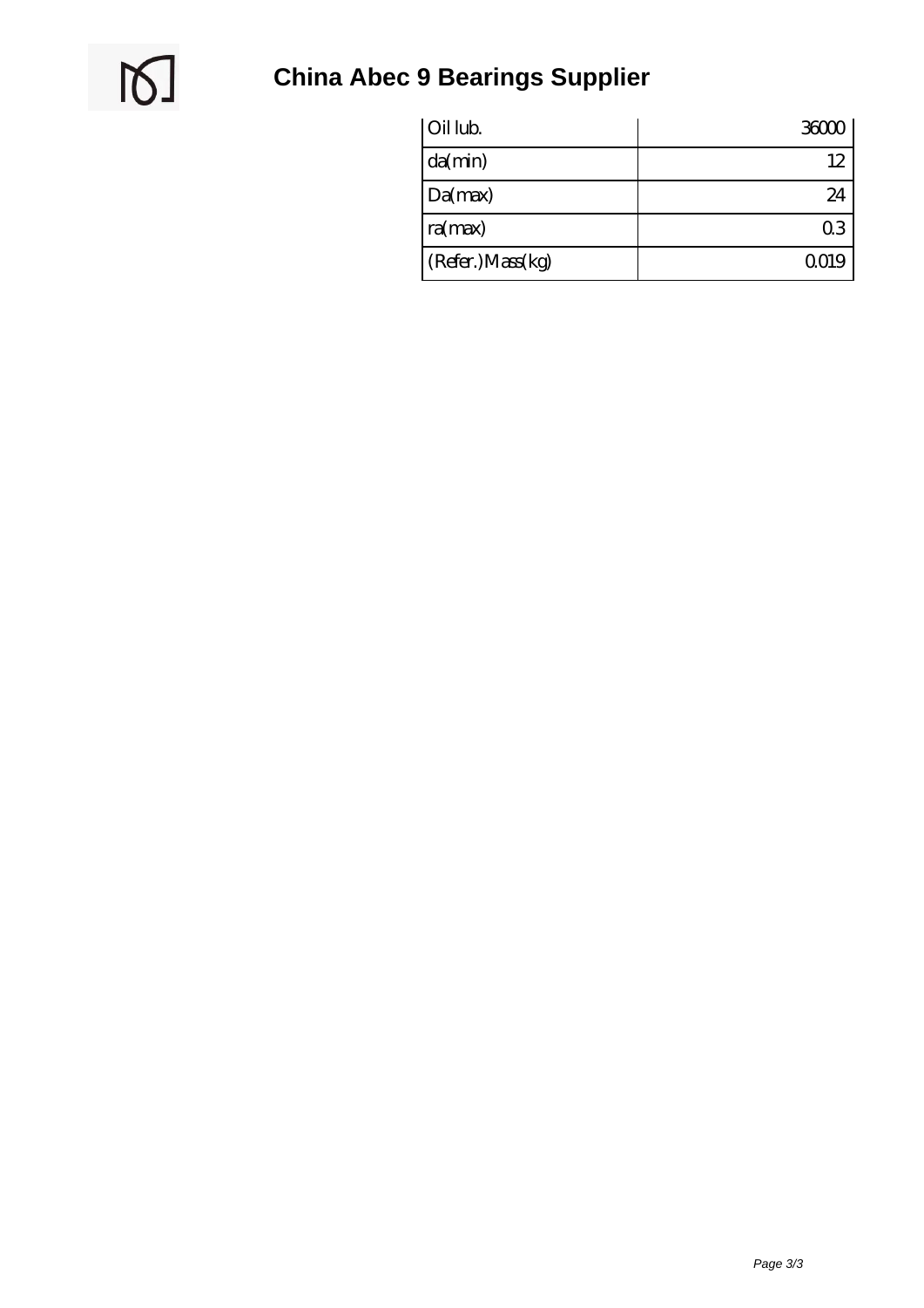| | |
|---|---|
| Oil lub. | 36000 |
| da(min) | 12 |
| Da(max) | 24 |
| ra(max) | 0.3 |
| (Refer.)Mass(kg) | 0.019 |